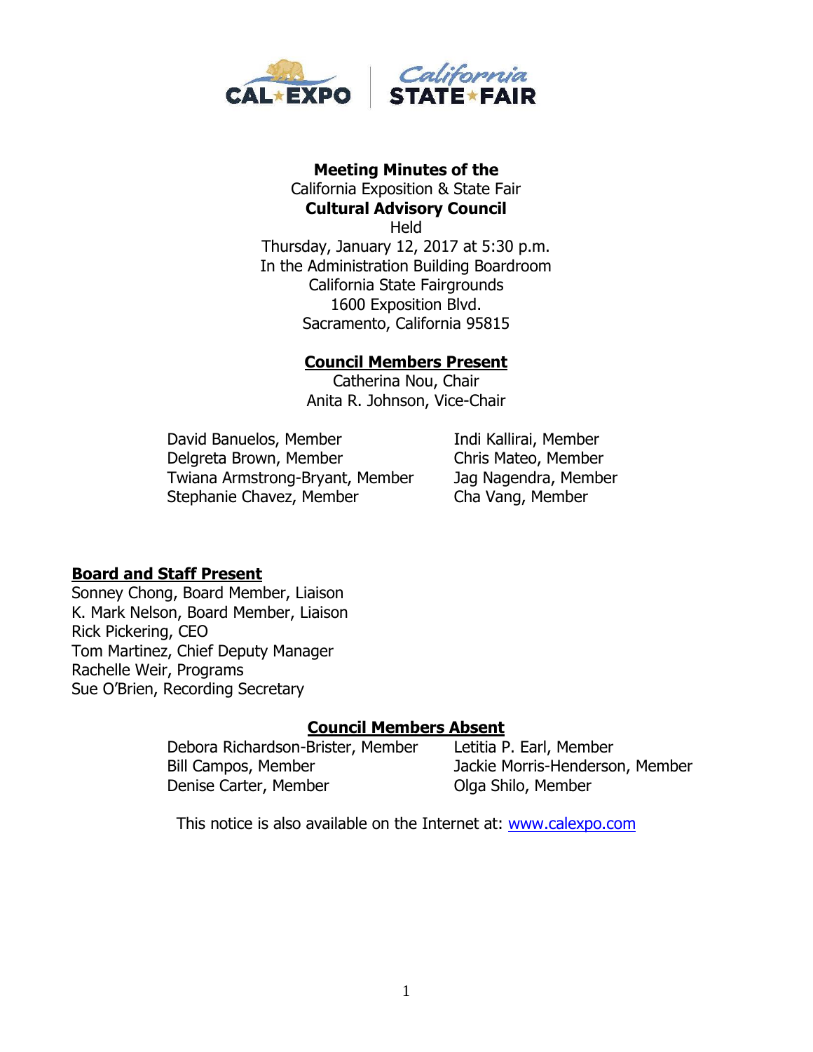**Meeting Minutes of the**
California Exposition & State Fair
**Cultural Advisory Council**
Held
Thursday, January 12, 2017 at 5:30 p.m.
In the Administration Building Boardroom
California State Fairgrounds
1600 Exposition Blvd.
Sacramento, California 95815

**Council Members Present**

Catherina Nou, Chair
Anita R. Johnson, Vice-Chair

David Banuelos, Member
Delgreta Brown, Member
Twiana Armstrong-Bryant, Member
Stephanie Chavez, Member
Indi Kallirai, Member
Chris Mateo, Member
Jag Nagendra, Member
Cha Vang, Member

**Board and Staff Present**

Sonney Chong, Board Member, Liaison
K. Mark Nelson, Board Member, Liaison
Rick Pickering, CEO
Tom Martinez, Chief Deputy Manager
Rachelle Weir, Programs
Sue O'Brien, Recording Secretary

**Council Members Absent**

Debora Richardson-Brister, Member
Bill Campos, Member
Denise Carter, Member
Letitia P. Earl, Member
Jackie Morris-Henderson, Member
Olga Shilo, Member

This notice is also available on the Internet at: www.calexpo.com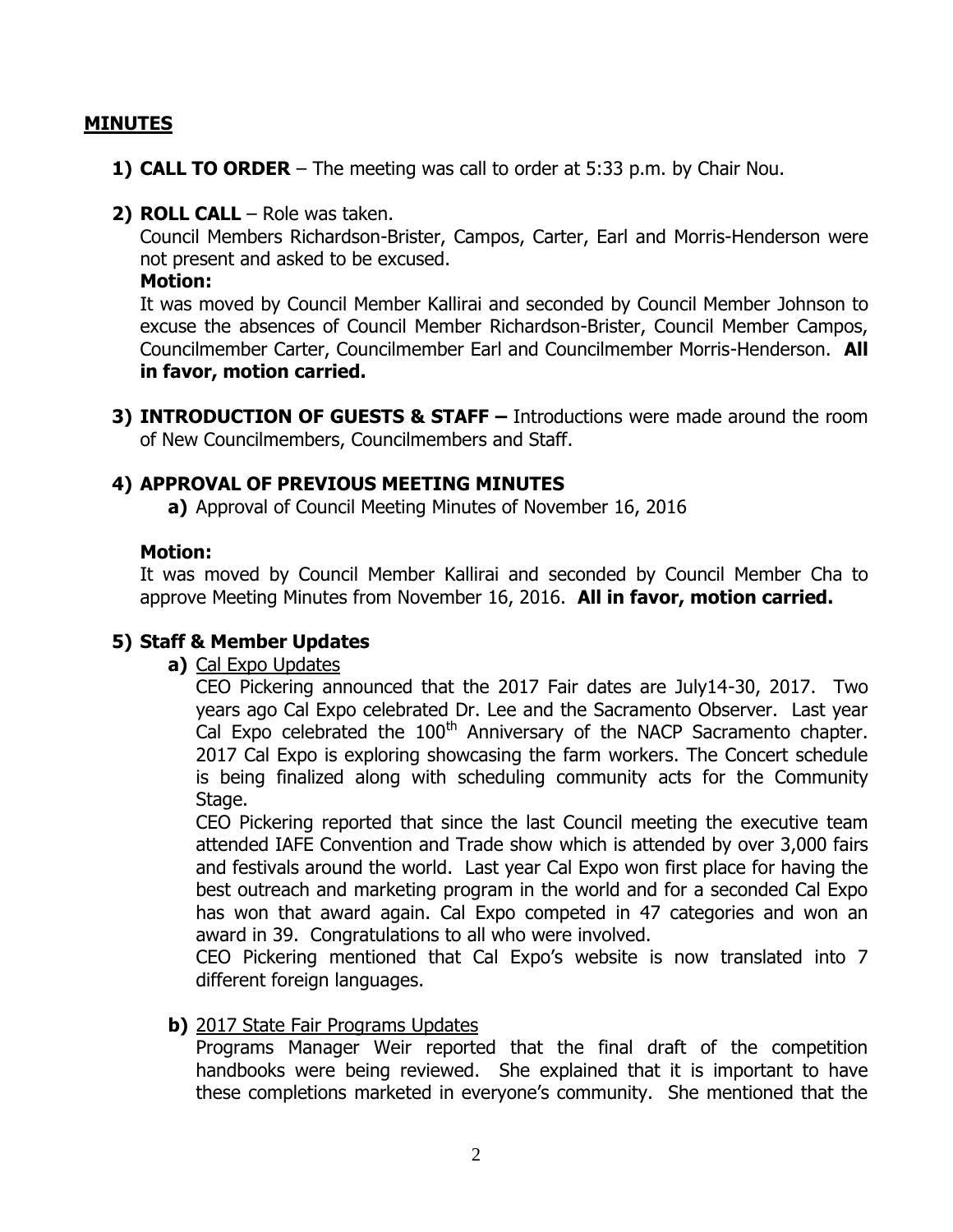## MINUTES

1) **CALL TO ORDER** – The meeting was call to order at 5:33 p.m. by Chair Nou.

2) **ROLL CALL** – Role was taken.

   Council Members Richardson-Brister, Campos, Carter, Earl and Morris-Henderson were not present and asked to be excused.

   **Motion:**

   It was moved by Council Member Kallirai and seconded by Council Member Johnson to excuse the absences of Council Member Richardson-Brister, Council Member Campos, Councilmember Carter, Councilmember Earl and Councilmember Morris-Henderson. **All in favor, motion carried.**

3) **INTRODUCTION OF GUESTS & STAFF –** Introductions were made around the room of New Councilmembers, Councilmembers and Staff.

4) **APPROVAL OF PREVIOUS MEETING MINUTES**

   **a)** Approval of Council Meeting Minutes of November 16, 2016

   **Motion:**

   It was moved by Council Member Kallirai and seconded by Council Member Cha to approve Meeting Minutes from November 16, 2016. **All in favor, motion carried.**

5) **Staff & Member Updates**

   **a)** Cal Expo Updates

   CEO Pickering announced that the 2017 Fair dates are July14-30, 2017. Two years ago Cal Expo celebrated Dr. Lee and the Sacramento Observer. Last year Cal Expo celebrated the 100th Anniversary of the NACP Sacramento chapter. 2017 Cal Expo is exploring showcasing the farm workers. The Concert schedule is being finalized along with scheduling community acts for the Community Stage.

   CEO Pickering reported that since the last Council meeting the executive team attended IAFE Convention and Trade show which is attended by over 3,000 fairs and festivals around the world. Last year Cal Expo won first place for having the best outreach and marketing program in the world and for a seconded Cal Expo has won that award again. Cal Expo competed in 47 categories and won an award in 39. Congratulations to all who were involved.

   CEO Pickering mentioned that Cal Expo's website is now translated into 7 different foreign languages.

   **b)** 2017 State Fair Programs Updates

   Programs Manager Weir reported that the final draft of the competition handbooks were being reviewed. She explained that it is important to have these completions marketed in everyone's community. She mentioned that the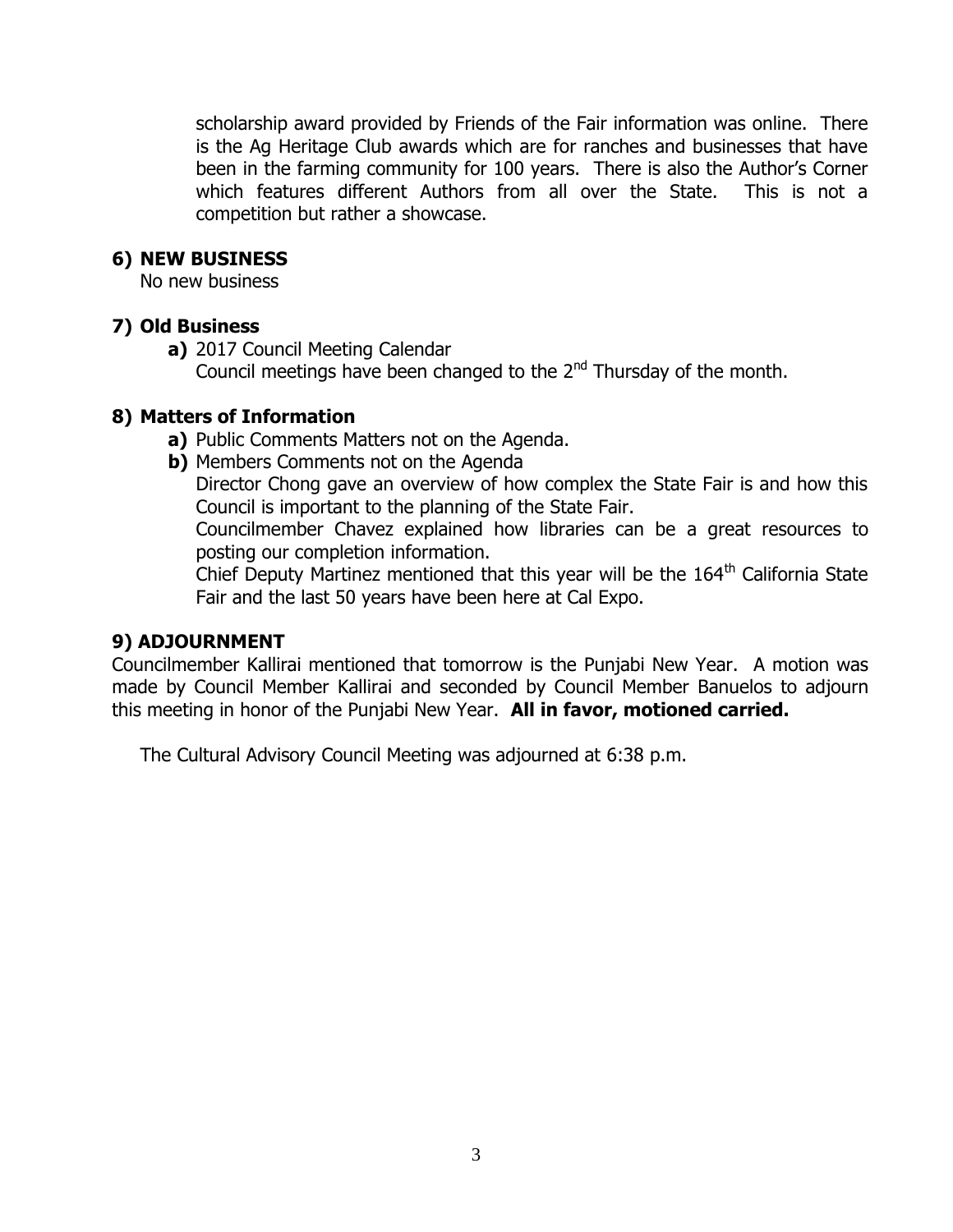scholarship award provided by Friends of the Fair information was online. There is the Ag Heritage Club awards which are for ranches and businesses that have been in the farming community for 100 years. There is also the Author's Corner which features different Authors from all over the State. This is not a competition but rather a showcase.

## 6) NEW BUSINESS

No new business

## 7) Old Business

**a)** 2017 Council Meeting Calendar
Council meetings have been changed to the 2nd Thursday of the month.

## 8) Matters of Information

**a)** Public Comments Matters not on the Agenda.

**b)** Members Comments not on the Agenda
Director Chong gave an overview of how complex the State Fair is and how this Council is important to the planning of the State Fair.
Councilmember Chavez explained how libraries can be a great resources to posting our completion information.
Chief Deputy Martinez mentioned that this year will be the 164th California State Fair and the last 50 years have been here at Cal Expo.

## 9) ADJOURNMENT

Councilmember Kallirai mentioned that tomorrow is the Punjabi New Year. A motion was made by Council Member Kallirai and seconded by Council Member Banuelos to adjourn this meeting in honor of the Punjabi New Year. **All in favor, motioned carried.**

The Cultural Advisory Council Meeting was adjourned at 6:38 p.m.